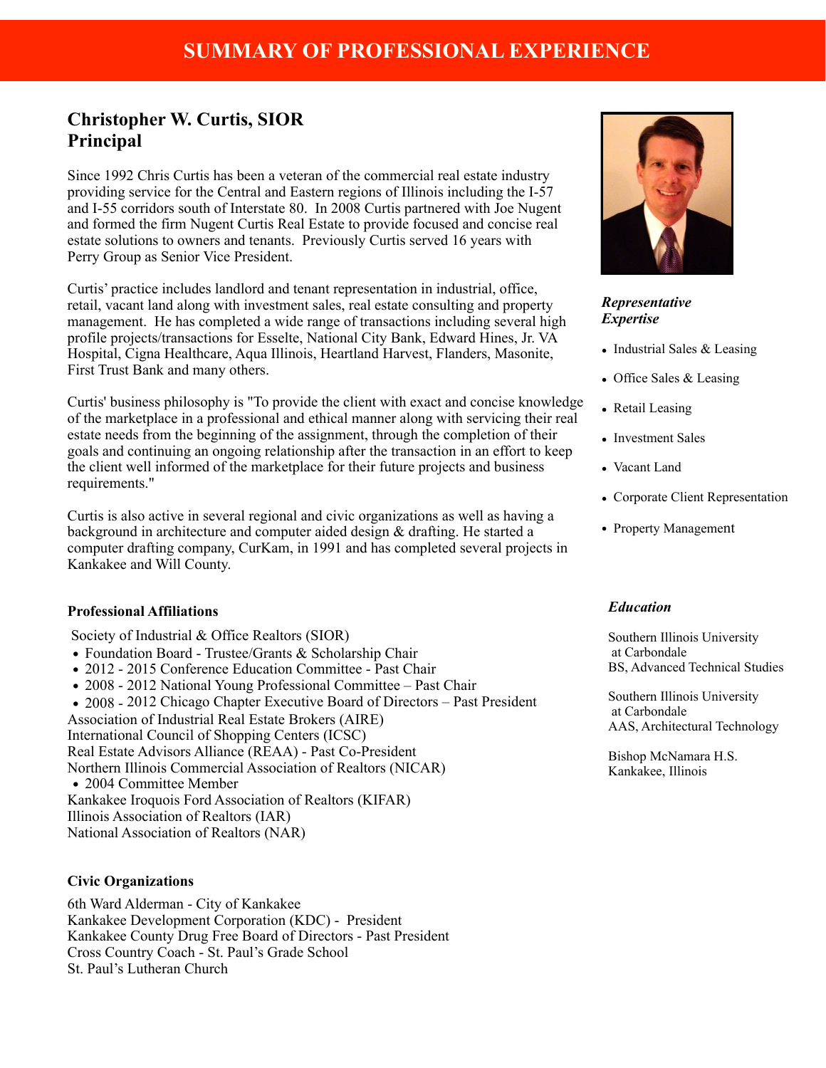# SUMMARY OF PROFESSIONAL EXPERIENCE

## Christopher W. Curtis, SIOR
## Principal

Since 1992 Chris Curtis has been a veteran of the commercial real estate industry providing service for the Central and Eastern regions of Illinois including the I-57 and I-55 corridors south of Interstate 80. In 2008 Curtis partnered with Joe Nugent and formed the firm Nugent Curtis Real Estate to provide focused and concise real estate solutions to owners and tenants. Previously Curtis served 16 years with Perry Group as Senior Vice President.

Curtis' practice includes landlord and tenant representation in industrial, office, retail, vacant land along with investment sales, real estate consulting and property management. He has completed a wide range of transactions including several high profile projects/transactions for Esselte, National City Bank, Edward Hines, Jr. VA Hospital, Cigna Healthcare, Aqua Illinois, Heartland Harvest, Flanders, Masonite, First Trust Bank and many others.

Curtis' business philosophy is "To provide the client with exact and concise knowledge of the marketplace in a professional and ethical manner along with servicing their real estate needs from the beginning of the assignment, through the completion of their goals and continuing an ongoing relationship after the transaction in an effort to keep the client well informed of the marketplace for their future projects and business requirements."

Curtis is also active in several regional and civic organizations as well as having a background in architecture and computer aided design & drafting. He started a computer drafting company, CurKam, in 1991 and has completed several projects in Kankakee and Will County.

### *Representative Expertise*

- Industrial Sales & Leasing
- Office Sales & Leasing
- Retail Leasing
- Investment Sales
- Vacant Land
- Corporate Client Representation
- Property Management

### Professional Affiliations

Society of Industrial & Office Realtors (SIOR)
- Foundation Board - Trustee/Grants & Scholarship Chair
- 2012 - 2015 Conference Education Committee - Past Chair
- 2008 - 2012 National Young Professional Committee – Past Chair
- 2008 - 2012 Chicago Chapter Executive Board of Directors – Past President

Association of Industrial Real Estate Brokers (AIRE)
International Council of Shopping Centers (ICSC)
Real Estate Advisors Alliance (REAA) - Past Co-President
Northern Illinois Commercial Association of Realtors (NICAR)
- 2004 Committee Member

Kankakee Iroquois Ford Association of Realtors (KIFAR)
Illinois Association of Realtors (IAR)
National Association of Realtors (NAR)

### Civic Organizations

6th Ward Alderman - City of Kankakee
Kankakee Development Corporation (KDC) - President
Kankakee County Drug Free Board of Directors - Past President
Cross Country Coach - St. Paul's Grade School
St. Paul's Lutheran Church

### *Education*

Southern Illinois University at Carbondale
BS, Advanced Technical Studies

Southern Illinois University at Carbondale
AAS, Architectural Technology

Bishop McNamara H.S.
Kankakee, Illinois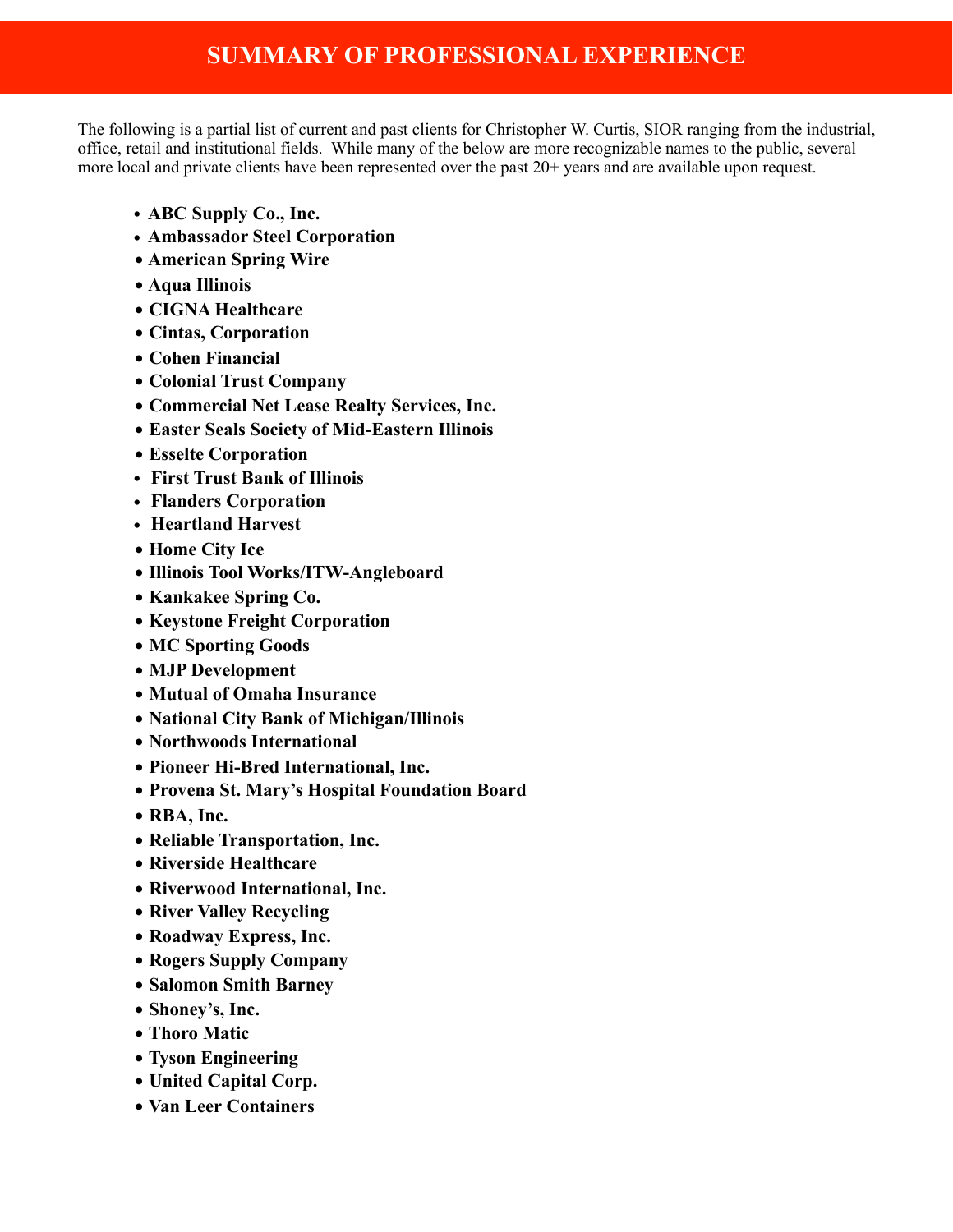## SUMMARY OF PROFESSIONAL EXPERIENCE

The following is a partial list of current and past clients for Christopher W. Curtis, SIOR ranging from the industrial, office, retail and institutional fields. While many of the below are more recognizable names to the public, several more local and private clients have been represented over the past 20+ years and are available upon request.

- **ABC Supply Co., Inc.**
- **Ambassador Steel Corporation**
- **American Spring Wire**
- **Aqua Illinois**
- **CIGNA Healthcare**
- **Cintas, Corporation**
- **Cohen Financial**
- **Colonial Trust Company**
- **Commercial Net Lease Realty Services, Inc.**
- **Easter Seals Society of Mid-Eastern Illinois**
- **Esselte Corporation**
- **First Trust Bank of Illinois**
- **Flanders Corporation**
- **Heartland Harvest**
- **Home City Ice**
- **Illinois Tool Works/ITW-Angleboard**
- **Kankakee Spring Co.**
- **Keystone Freight Corporation**
- **MC Sporting Goods**
- **MJP Development**
- **Mutual of Omaha Insurance**
- **National City Bank of Michigan/Illinois**
- **Northwoods International**
- **Pioneer Hi-Bred International, Inc.**
- **Provena St. Mary's Hospital Foundation Board**
- **RBA, Inc.**
- **Reliable Transportation, Inc.**
- **Riverside Healthcare**
- **Riverwood International, Inc.**
- **River Valley Recycling**
- **Roadway Express, Inc.**
- **Rogers Supply Company**
- **Salomon Smith Barney**
- **Shoney's, Inc.**
- **Thoro Matic**
- **Tyson Engineering**
- **United Capital Corp.**
- **Van Leer Containers**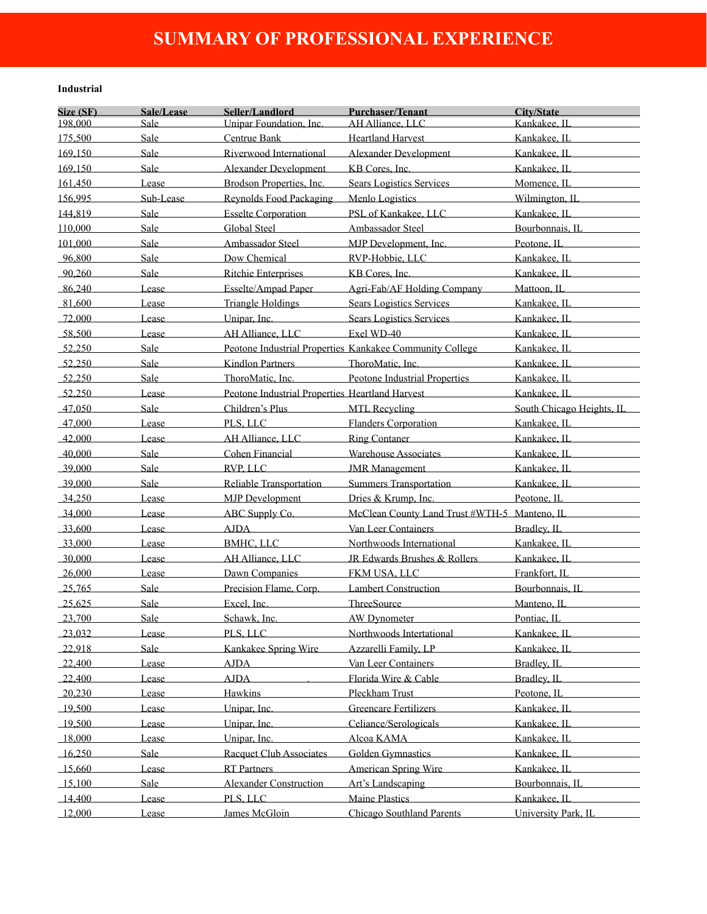# SUMMARY OF PROFESSIONAL EXPERIENCE

**Industrial**

| Size (SF) | Sale/Lease | Seller/Landlord | Purchaser/Tenant | City/State |
|---|---|---|---|---|
| 198,000 | Sale | Unipar Foundation, Inc. | AH Alliance, LLC | Kankakee, IL |
| 175,500 | Sale | Centrue Bank | Heartland Harvest | Kankakee, IL |
| 169,150 | Sale | Riverwood International | Alexander Development | Kankakee, IL |
| 169,150 | Sale | Alexander Development | KB Cores, Inc. | Kankakee, IL |
| 161,450 | Lease | Brodson Properties, Inc. | Sears Logistics Services | Momence, IL |
| 156,995 | Sub-Lease | Reynolds Food Packaging | Menlo Logistics | Wilmington, IL |
| 144,819 | Sale | Esselte Corporation | PSL of Kankakee, LLC | Kankakee, IL |
| 110,000 | Sale | Global Steel | Ambassador Steel | Bourbonnais, IL |
| 101,000 | Sale | Ambassador Steel | MJP Development, Inc. | Peotone, IL |
| 96,800 | Sale | Dow Chemical | RVP-Hobbie, LLC | Kankakee, IL |
| 90,260 | Sale | Ritchie Enterprises | KB Cores, Inc. | Kankakee, IL |
| 86,240 | Lease | Esselte/Ampad Paper | Agri-Fab/AF Holding Company | Mattoon, IL |
| 81,600 | Lease | Triangle Holdings | Sears Logistics Services | Kankakee, IL |
| 72,000 | Lease | Unipar, Inc. | Sears Logistics Services | Kankakee, IL |
| 58,500 | Lease | AH Alliance, LLC | Exel WD-40 | Kankakee, IL |
| 52,250 | Sale | Peotone Industrial Properties | Kankakee Community College | Kankakee, IL |
| 52,250 | Sale | Kindlon Partners | ThoroMatic, Inc. | Kankakee, IL |
| 52,250 | Sale | ThoroMatic, Inc. | Peotone Industrial Properties | Kankakee, IL |
| 52,250 | Lease | Peotone Industrial Properties | Heartland Harvest | Kankakee, IL |
| 47,050 | Sale | Children's Plus | MTL Recycling | South Chicago Heights, IL |
| 47,000 | Lease | PLS, LLC | Flanders Corporation | Kankakee, IL |
| 42,000 | Lease | AH Alliance, LLC | Ring Contaner | Kankakee, IL |
| 40,000 | Sale | Cohen Financial | Warehouse Associates | Kankakee, IL |
| 39,000 | Sale | RVP, LLC | JMR Management | Kankakee, IL |
| 39,000 | Sale | Reliable Transportation | Summers Transportation | Kankakee, IL |
| 34,250 | Lease | MJP Development | Dries & Krump, Inc. | Peotone, IL |
| 34,000 | Lease | ABC Supply Co. | McClean County Land Trust #WTH-5 | Manteno, IL |
| 33,600 | Lease | AJDA | Van Leer Containers | Bradley, IL |
| 33,000 | Lease | BMHC, LLC | Northwoods International | Kankakee, IL |
| 30,000 | Lease | AH Alliance, LLC | JR Edwards Brushes & Rollers | Kankakee, IL |
| 26,000 | Lease | Dawn Companies | FKM USA, LLC | Frankfort, IL |
| 25,765 | Sale | Precision Flame, Corp. | Lambert Construction | Bourbonnais, IL |
| 25,625 | Sale | Excel, Inc. | ThreeSource | Manteno, IL |
| 23,700 | Sale | Schawk, Inc. | AW Dynometer | Pontiac, IL |
| 23,032 | Lease | PLS, LLC | Northwoods Intertational | Kankakee, IL |
| 22,918 | Sale | Kankakee Spring Wire | Azzarelli Family, LP | Kankakee, IL |
| 22,400 | Lease | AJDA | Van Leer Containers | Bradley, IL |
| 22,400 | Lease | AJDA | Florida Wire & Cable | Bradley, IL |
| 20,230 | Lease | Hawkins | Pleckham Trust | Peotone, IL |
| 19,500 | Lease | Unipar, Inc. | Greencare Fertilizers | Kankakee, IL |
| 19,500 | Lease | Unipar, Inc. | Celiance/Serologicals | Kankakee, IL |
| 18,000 | Lease | Unipar, Inc. | Alcoa KAMA | Kankakee, IL |
| 16,250 | Sale | Racquet Club Associates | Golden Gymnastics | Kankakee, IL |
| 15,660 | Lease | RT Partners | American Spring Wire | Kankakee, IL |
| 15,100 | Sale | Alexander Construction | Art's Landscaping | Bourbonnais, IL |
| 14,400 | Lease | PLS, LLC | Maine Plastics | Kankakee, IL |
| 12,000 | Lease | James McGloin | Chicago Southland Parents | University Park, IL |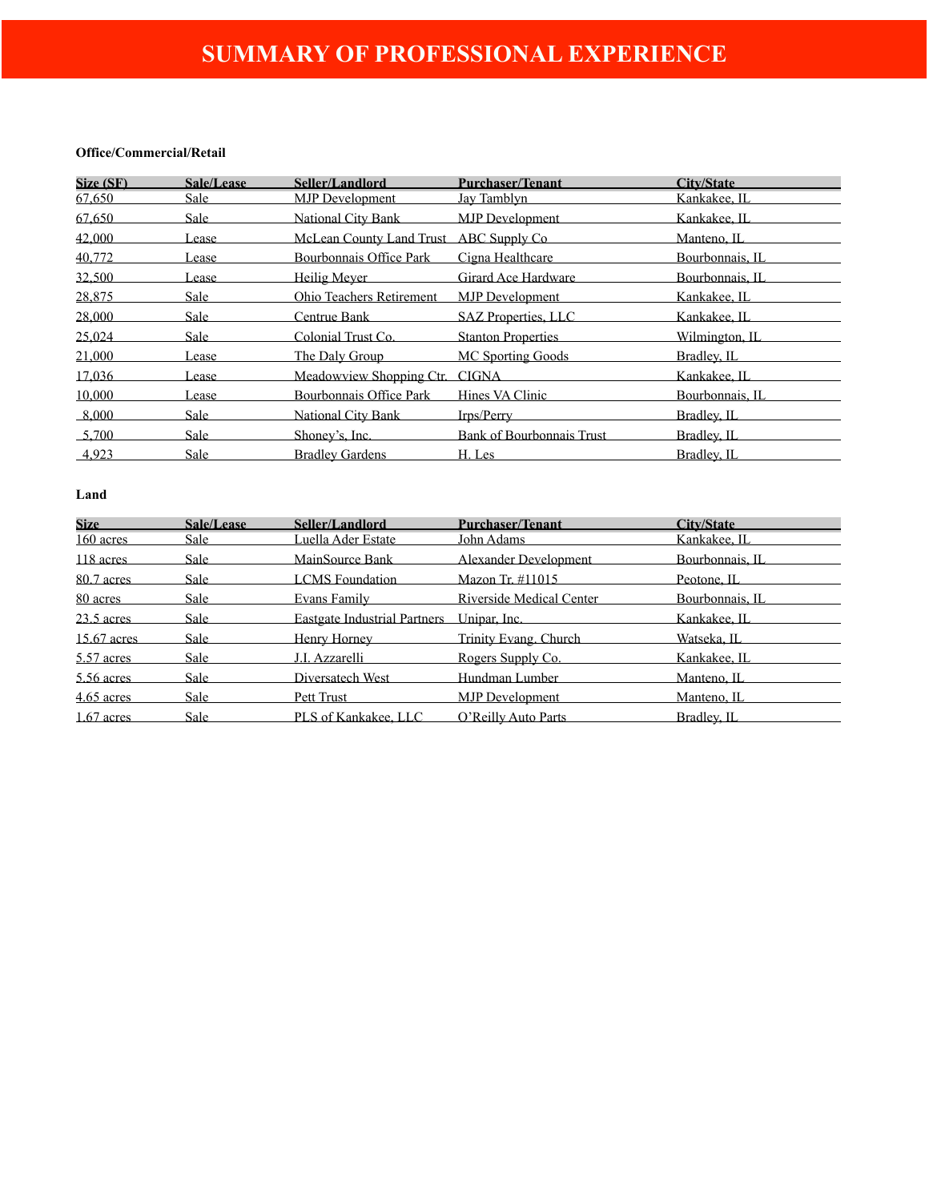# SUMMARY OF PROFESSIONAL EXPERIENCE

**Office/Commercial/Retail**

| Size (SF) | Sale/Lease | Seller/Landlord | Purchaser/Tenant | City/State |
|---|---|---|---|---|
| 67,650 | Sale | MJP Development | Jay Tamblyn | Kankakee, IL |
| 67,650 | Sale | National City Bank | MJP Development | Kankakee, IL |
| 42,000 | Lease | McLean County Land Trust | ABC Supply Co | Manteno, IL |
| 40,772 | Lease | Bourbonnais Office Park | Cigna Healthcare | Bourbonnais, IL |
| 32,500 | Lease | Heilig Meyer | Girard Ace Hardware | Bourbonnais, IL |
| 28,875 | Sale | Ohio Teachers Retirement | MJP Development | Kankakee, IL |
| 28,000 | Sale | Centrue Bank | SAZ Properties, LLC | Kankakee, IL |
| 25,024 | Sale | Colonial Trust Co. | Stanton Properties | Wilmington, IL |
| 21,000 | Lease | The Daly Group | MC Sporting Goods | Bradley, IL |
| 17,036 | Lease | Meadowview Shopping Ctr. | CIGNA | Kankakee, IL |
| 10,000 | Lease | Bourbonnais Office Park | Hines VA Clinic | Bourbonnais, IL |
| 8,000 | Sale | National City Bank | Irps/Perry | Bradley, IL |
| 5,700 | Sale | Shoney's, Inc. | Bank of Bourbonnais Trust | Bradley, IL |
| 4,923 | Sale | Bradley Gardens | H. Les | Bradley, IL |

**Land**

| Size | Sale/Lease | Seller/Landlord | Purchaser/Tenant | City/State |
|---|---|---|---|---|
| 160 acres | Sale | Luella Ader Estate | John Adams | Kankakee, IL |
| 118 acres | Sale | MainSource Bank | Alexander Development | Bourbonnais, IL |
| 80.7 acres | Sale | LCMS Foundation | Mazon Tr. #11015 | Peotone, IL |
| 80 acres | Sale | Evans Family | Riverside Medical Center | Bourbonnais, IL |
| 23.5 acres | Sale | Eastgate Industrial Partners | Unipar, Inc. | Kankakee, IL |
| 15.67 acres | Sale | Henry Horney | Trinity Evang. Church | Watseka, IL |
| 5.57 acres | Sale | J.I. Azzarelli | Rogers Supply Co. | Kankakee, IL |
| 5.56 acres | Sale | Diversatech West | Hundman Lumber | Manteno, IL |
| 4.65 acres | Sale | Pett Trust | MJP Development | Manteno, IL |
| 1.67 acres | Sale | PLS of Kankakee, LLC | O'Reilly Auto Parts | Bradley, IL |